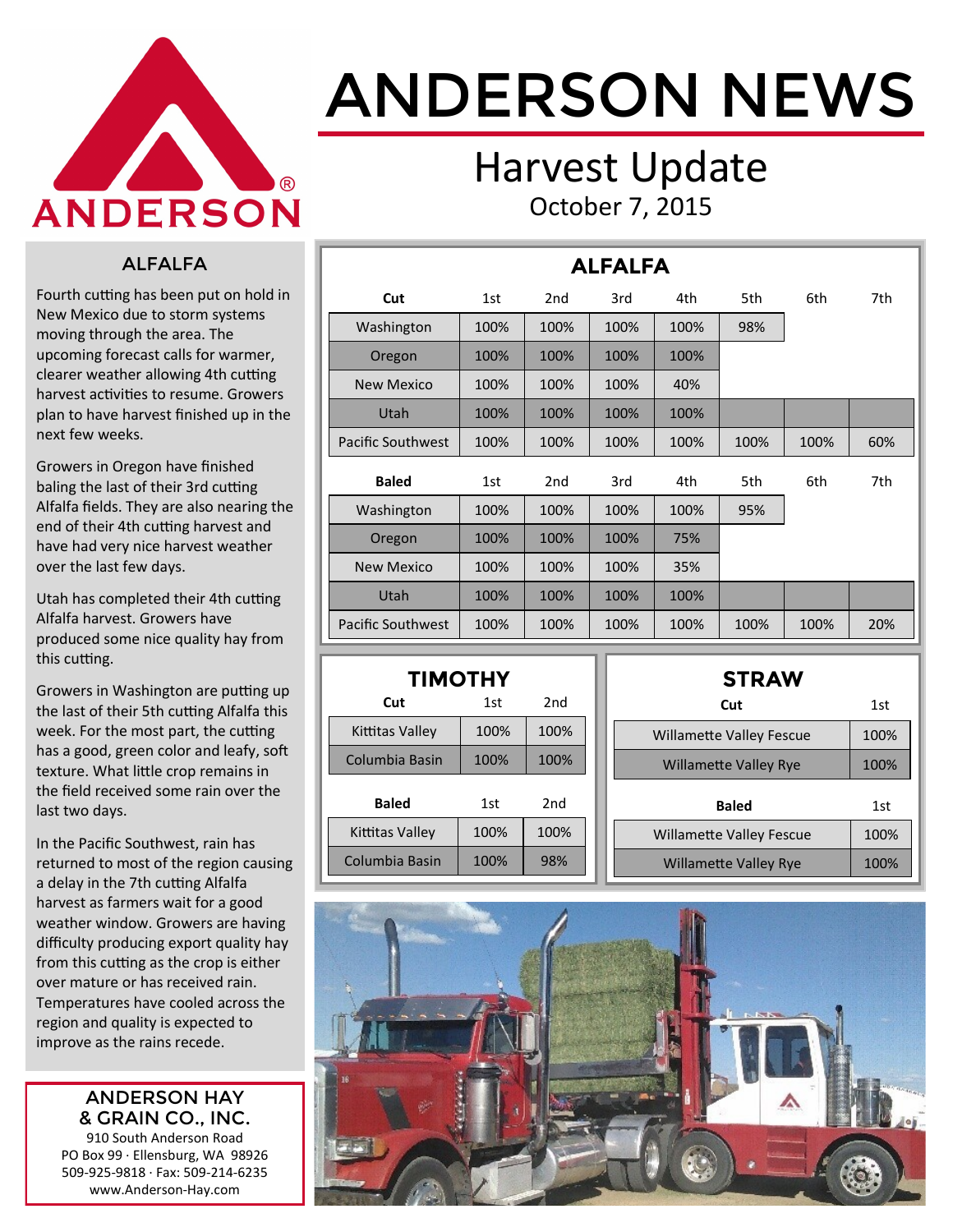# ANDERSON NEWS

## Harvest Update

October 7, 2015

### ALFALFA

Fourth cutting has been put on hold in New Mexico due to storm systems moving through the area. The upcoming forecast calls for warmer, clearer weather allowing 4th cutting harvest activities to resume. Growers plan to have harvest finished up in the next few weeks.

Growers in Oregon have finished baling the last of their 3rd cutting Alfalfa fields. They are also nearing the end of their 4th cutting harvest and have had very nice harvest weather over the last few days.

Utah has completed their 4th cutting Alfalfa harvest. Growers have produced some nice quality hay from this cutting.

Growers in Washington are putting up the last of their 5th cutting Alfalfa this week. For the most part, the cutting has a good, green color and leafy, soft texture. What little crop remains in the field received some rain over the last two days.

In the Pacific Southwest, rain has returned to most of the region causing a delay in the 7th cutting Alfalfa harvest as farmers wait for a good weather window. Growers are having difficulty producing export quality hay from this cutting as the crop is either over mature or has received rain. Temperatures have cooled across the region and quality is expected to improve as the rains recede.

### ALFALFA

| Cut | 1st | 2nd | 3rd | 4th | 5th | 6th | 7th |
|---|---|---|---|---|---|---|---|
| Washington | 100% | 100% | 100% | 100% | 98% | | |
| Oregon | 100% | 100% | 100% | 100% | | | |
| New Mexico | 100% | 100% | 100% | 40% | | | |
| Utah | 100% | 100% | 100% | 100% | | | |
| Pacific Southwest | 100% | 100% | 100% | 100% | 100% | 100% | 60% |

| Baled | 1st | 2nd | 3rd | 4th | 5th | 6th | 7th |
|---|---|---|---|---|---|---|---|
| Washington | 100% | 100% | 100% | 100% | 95% | | |
| Oregon | 100% | 100% | 100% | 75% | | | |
| New Mexico | 100% | 100% | 100% | 35% | | | |
| Utah | 100% | 100% | 100% | 100% | | | |
| Pacific Southwest | 100% | 100% | 100% | 100% | 100% | 100% | 20% |

### TIMOTHY

| Cut | 1st | 2nd |
|---|---|---|
| Kittitas Valley | 100% | 100% |
| Columbia Basin | 100% | 100% |

| Baled | 1st | 2nd |
|---|---|---|
| Kittitas Valley | 100% | 100% |
| Columbia Basin | 100% | 98% |

### STRAW

| Cut | 1st |
|---|---|
| Willamette Valley Fescue | 100% |
| Willamette Valley Rye | 100% |

| Baled | 1st |
|---|---|
| Willamette Valley Fescue | 100% |
| Willamette Valley Rye | 100% |

**ANDERSON HAY & GRAIN CO., INC.**
910 South Anderson Road
PO Box 99 · Ellensburg, WA 98926
509-925-9818 · Fax: 509-214-6235
www.Anderson-Hay.com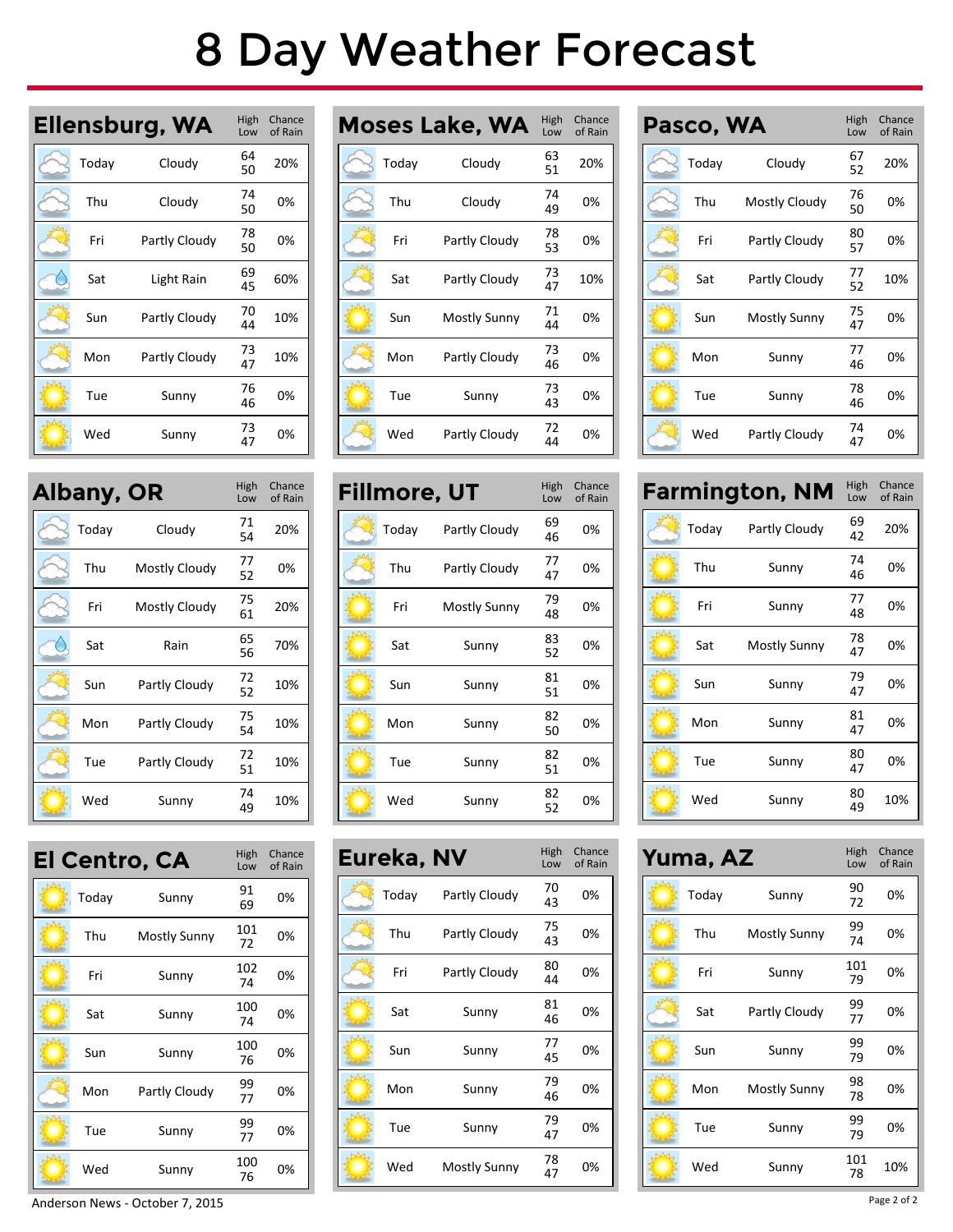# 8 Day Weather Forecast

## Ellensburg, WA

| Day | Forecast | High / Low | Chance of Rain |
|---|---|---|---|
| Today | Cloudy | 64 / 50 | 20% |
| Thu | Cloudy | 74 / 50 | 0% |
| Fri | Partly Cloudy | 78 / 50 | 0% |
| Sat | Light Rain | 69 / 45 | 60% |
| Sun | Partly Cloudy | 70 / 44 | 10% |
| Mon | Partly Cloudy | 73 / 47 | 10% |
| Tue | Sunny | 76 / 46 | 0% |
| Wed | Sunny | 73 / 47 | 0% |

## Moses Lake, WA

| Day | Forecast | High / Low | Chance of Rain |
|---|---|---|---|
| Today | Cloudy | 63 / 51 | 20% |
| Thu | Cloudy | 74 / 49 | 0% |
| Fri | Partly Cloudy | 78 / 53 | 0% |
| Sat | Partly Cloudy | 73 / 47 | 10% |
| Sun | Mostly Sunny | 71 / 44 | 0% |
| Mon | Partly Cloudy | 73 / 46 | 0% |
| Tue | Sunny | 73 / 43 | 0% |
| Wed | Partly Cloudy | 72 / 44 | 0% |

## Pasco, WA

| Day | Forecast | High / Low | Chance of Rain |
|---|---|---|---|
| Today | Cloudy | 67 / 52 | 20% |
| Thu | Mostly Cloudy | 76 / 50 | 0% |
| Fri | Partly Cloudy | 80 / 57 | 0% |
| Sat | Partly Cloudy | 77 / 52 | 10% |
| Sun | Mostly Sunny | 75 / 47 | 0% |
| Mon | Sunny | 77 / 46 | 0% |
| Tue | Sunny | 78 / 46 | 0% |
| Wed | Partly Cloudy | 74 / 47 | 0% |

## Albany, OR

| Day | Forecast | High / Low | Chance of Rain |
|---|---|---|---|
| Today | Cloudy | 71 / 54 | 20% |
| Thu | Mostly Cloudy | 77 / 52 | 0% |
| Fri | Mostly Cloudy | 75 / 61 | 20% |
| Sat | Rain | 65 / 56 | 70% |
| Sun | Partly Cloudy | 72 / 52 | 10% |
| Mon | Partly Cloudy | 75 / 54 | 10% |
| Tue | Partly Cloudy | 72 / 51 | 10% |
| Wed | Sunny | 74 / 49 | 10% |

## Fillmore, UT

| Day | Forecast | High / Low | Chance of Rain |
|---|---|---|---|
| Today | Partly Cloudy | 69 / 46 | 0% |
| Thu | Partly Cloudy | 77 / 47 | 0% |
| Fri | Mostly Sunny | 79 / 48 | 0% |
| Sat | Sunny | 83 / 52 | 0% |
| Sun | Sunny | 81 / 51 | 0% |
| Mon | Sunny | 82 / 50 | 0% |
| Tue | Sunny | 82 / 51 | 0% |
| Wed | Sunny | 82 / 52 | 0% |

## Farmington, NM

| Day | Forecast | High / Low | Chance of Rain |
|---|---|---|---|
| Today | Partly Cloudy | 69 / 42 | 20% |
| Thu | Sunny | 74 / 46 | 0% |
| Fri | Sunny | 77 / 48 | 0% |
| Sat | Mostly Sunny | 78 / 47 | 0% |
| Sun | Sunny | 79 / 47 | 0% |
| Mon | Sunny | 81 / 47 | 0% |
| Tue | Sunny | 80 / 47 | 0% |
| Wed | Sunny | 80 / 49 | 10% |

## El Centro, CA

| Day | Forecast | High / Low | Chance of Rain |
|---|---|---|---|
| Today | Sunny | 91 / 69 | 0% |
| Thu | Mostly Sunny | 101 / 72 | 0% |
| Fri | Sunny | 102 / 74 | 0% |
| Sat | Sunny | 100 / 74 | 0% |
| Sun | Sunny | 100 / 76 | 0% |
| Mon | Partly Cloudy | 99 / 77 | 0% |
| Tue | Sunny | 99 / 77 | 0% |
| Wed | Sunny | 100 / 76 | 0% |

## Eureka, NV

| Day | Forecast | High / Low | Chance of Rain |
|---|---|---|---|
| Today | Partly Cloudy | 70 / 43 | 0% |
| Thu | Partly Cloudy | 75 / 43 | 0% |
| Fri | Partly Cloudy | 80 / 44 | 0% |
| Sat | Sunny | 81 / 46 | 0% |
| Sun | Sunny | 77 / 45 | 0% |
| Mon | Sunny | 79 / 46 | 0% |
| Tue | Sunny | 79 / 47 | 0% |
| Wed | Mostly Sunny | 78 / 47 | 0% |

## Yuma, AZ

| Day | Forecast | High / Low | Chance of Rain |
|---|---|---|---|
| Today | Sunny | 90 / 72 | 0% |
| Thu | Mostly Sunny | 99 / 74 | 0% |
| Fri | Sunny | 101 / 79 | 0% |
| Sat | Partly Cloudy | 99 / 77 | 0% |
| Sun | Sunny | 99 / 79 | 0% |
| Mon | Mostly Sunny | 98 / 78 | 0% |
| Tue | Sunny | 99 / 79 | 0% |
| Wed | Sunny | 101 / 78 | 10% |

Anderson News - October 7, 2015